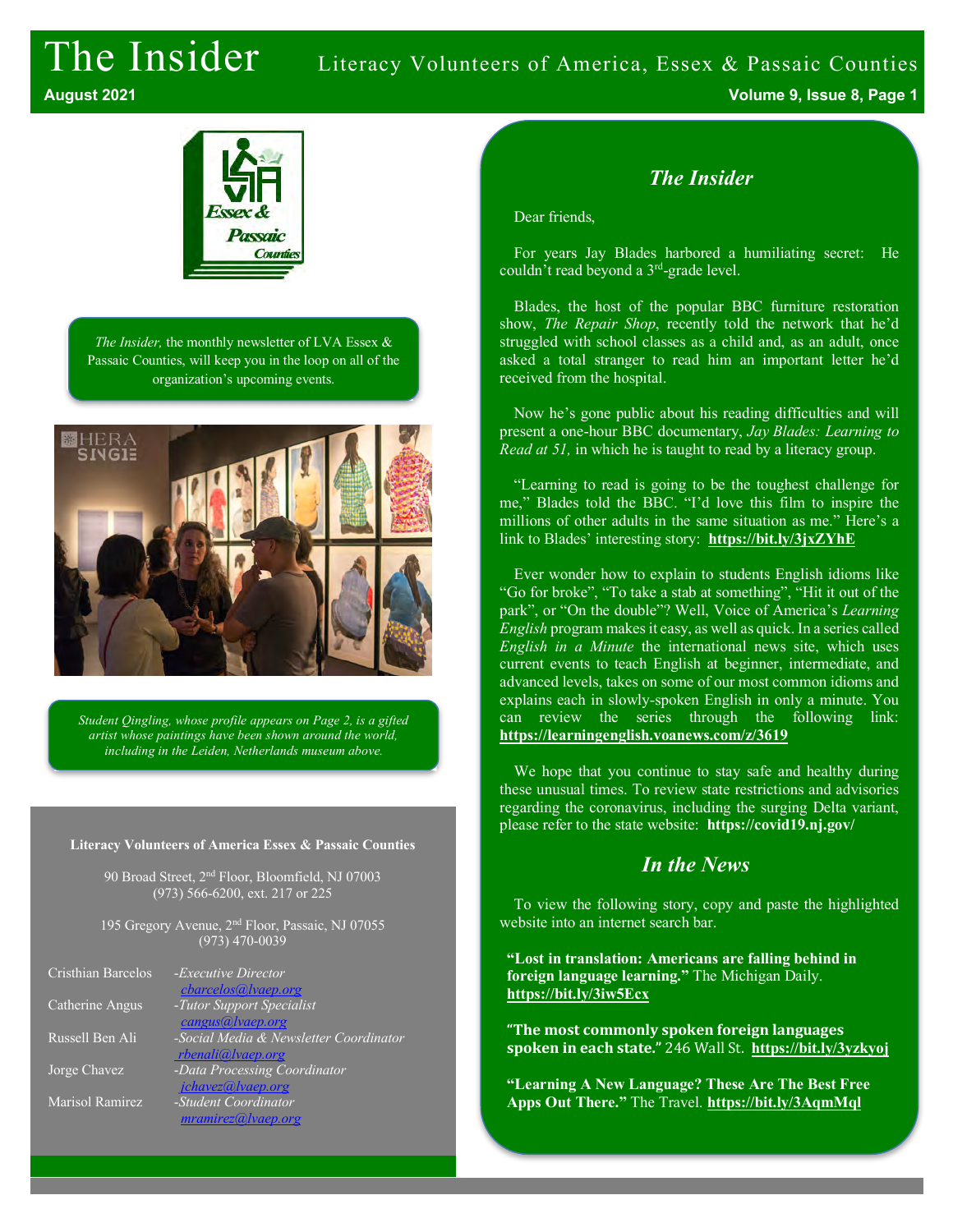# The Insider

Literacy Volunteers of America, Essex & Passaic Counties

August 2021

*The Insider,* the monthly newsletter of LVA Essex & Passaic Counties, will keep you in the loop on all of the organization's upcoming events.

*Student Qingling, whose profile appears on Page 2, is a gifted artist whose paintings have been shown around the world, including in the Leiden, Netherlands museum above.*

**Literacy Volunteers of America Essex & Passaic Counties**

90 Broad Street, 2nd Floor, Bloomfield, NJ 07003
(973) 566-6200, ext. 217 or 225

195 Gregory Avenue, 2nd Floor, Passaic, NJ 07055
(973) 470-0039

| | |
|---|---|
| Cristhian Barcelos | *-Executive Director* cbarcelos@lvaep.org |
| Catherine Angus | *-Tutor Support Specialist* cangus@lvaep.org |
| Russell Ben Ali | *-Social Media & Newsletter Coordinator* rbenali@lvaep.org |
| Jorge Chavez | *-Data Processing Coordinator* jchavez@lvaep.org |
| Marisol Ramirez | *-Student Coordinator* mramirez@lvaep.org |

## *The Insider*

Dear friends,

For years Jay Blades harbored a humiliating secret: He couldn't read beyond a 3rd-grade level.

Blades, the host of the popular BBC furniture restoration show, *The Repair Shop*, recently told the network that he'd struggled with school classes as a child and, as an adult, once asked a total stranger to read him an important letter he'd received from the hospital.

Now he's gone public about his reading difficulties and will present a one-hour BBC documentary, *Jay Blades: Learning to Read at 51,* in which he is taught to read by a literacy group.

"Learning to read is going to be the toughest challenge for me," Blades told the BBC. "I'd love this film to inspire the millions of other adults in the same situation as me." Here's a link to Blades' interesting story: **https://bit.ly/3jxZYhE**

Ever wonder how to explain to students English idioms like "Go for broke", "To take a stab at something", "Hit it out of the park", or "On the double"? Well, Voice of America's *Learning English* program makes it easy, as well as quick. In a series called *English in a Minute* the international news site, which uses current events to teach English at beginner, intermediate, and advanced levels, takes on some of our most common idioms and explains each in slowly-spoken English in only a minute. You can review the series through the following link: **https://learningenglish.voanews.com/z/3619**

We hope that you continue to stay safe and healthy during these unusual times. To review state restrictions and advisories regarding the coronavirus, including the surging Delta variant, please refer to the state website: **https://covid19.nj.gov/**

## *In the News*

To view the following story, copy and paste the highlighted website into an internet search bar.

**"Lost in translation: Americans are falling behind in foreign language learning."** The Michigan Daily. **https://bit.ly/3iw5Ecx**

**"The most commonly spoken foreign languages spoken in each state."** 246 Wall St. **https://bit.ly/3yzkyoj**

**"Learning A New Language? These Are The Best Free Apps Out There."** The Travel. **https://bit.ly/3AqmMql**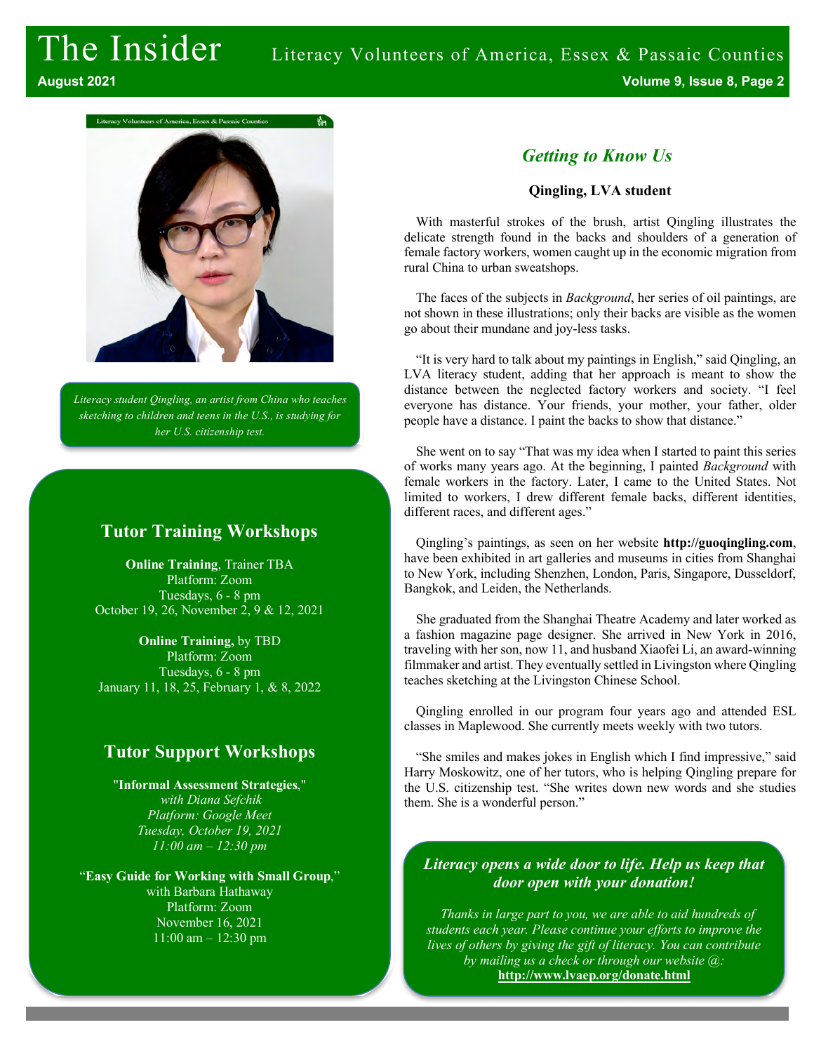Literacy student Qingling, an artist from China who teaches sketching to children and teens in the U.S., is studying for her U.S. citizenship test.

## Tutor Training Workshops

**Online Training**, Trainer TBA
Platform: Zoom
Tuesdays, 6 - 8 pm
October 19, 26, November 2, 9 & 12, 2021

**Online Training,** by TBD
Platform: Zoom
Tuesdays, 6 - 8 pm
January 11, 18, 25, February 1, & 8, 2022

## Tutor Support Workshops

"**Informal Assessment Strategies**,"
*with Diana Sefchik*
*Platform: Google Meet*
*Tuesday, October 19, 2021*
*11:00 am – 12:30 pm*

"**Easy Guide for Working with Small Group**,"
with Barbara Hathaway
Platform: Zoom
November 16, 2021
11:00 am – 12:30 pm

## *Getting to Know Us*

**Qingling, LVA student**

With masterful strokes of the brush, artist Qingling illustrates the delicate strength found in the backs and shoulders of a generation of female factory workers, women caught up in the economic migration from rural China to urban sweatshops.

The faces of the subjects in *Background*, her series of oil paintings, are not shown in these illustrations; only their backs are visible as the women go about their mundane and joy-less tasks.

"It is very hard to talk about my paintings in English," said Qingling, an LVA literacy student, adding that her approach is meant to show the distance between the neglected factory workers and society. "I feel everyone has distance. Your friends, your mother, your father, older people have a distance. I paint the backs to show that distance."

She went on to say "That was my idea when I started to paint this series of works many years ago. At the beginning, I painted *Background* with female workers in the factory. Later, I came to the United States. Not limited to workers, I drew different female backs, different identities, different races, and different ages."

Qingling's paintings, as seen on her website **http://guoqingling.com**, have been exhibited in art galleries and museums in cities from Shanghai to New York, including Shenzhen, London, Paris, Singapore, Dusseldorf, Bangkok, and Leiden, the Netherlands.

She graduated from the Shanghai Theatre Academy and later worked as a fashion magazine page designer. She arrived in New York in 2016, traveling with her son, now 11, and husband Xiaofei Li, an award-winning filmmaker and artist. They eventually settled in Livingston where Qingling teaches sketching at the Livingston Chinese School.

Qingling enrolled in our program four years ago and attended ESL classes in Maplewood. She currently meets weekly with two tutors.

"She smiles and makes jokes in English which I find impressive," said Harry Moskowitz, one of her tutors, who is helping Qingling prepare for the U.S. citizenship test. "She writes down new words and she studies them. She is a wonderful person."

***Literacy opens a wide door to life. Help us keep that door open with your donation!***

*Thanks in large part to you, we are able to aid hundreds of students each year. Please continue your efforts to improve the lives of others by giving the gift of literacy. You can contribute by mailing us a check or through our website @:*
**http://www.lvaep.org/donate.html**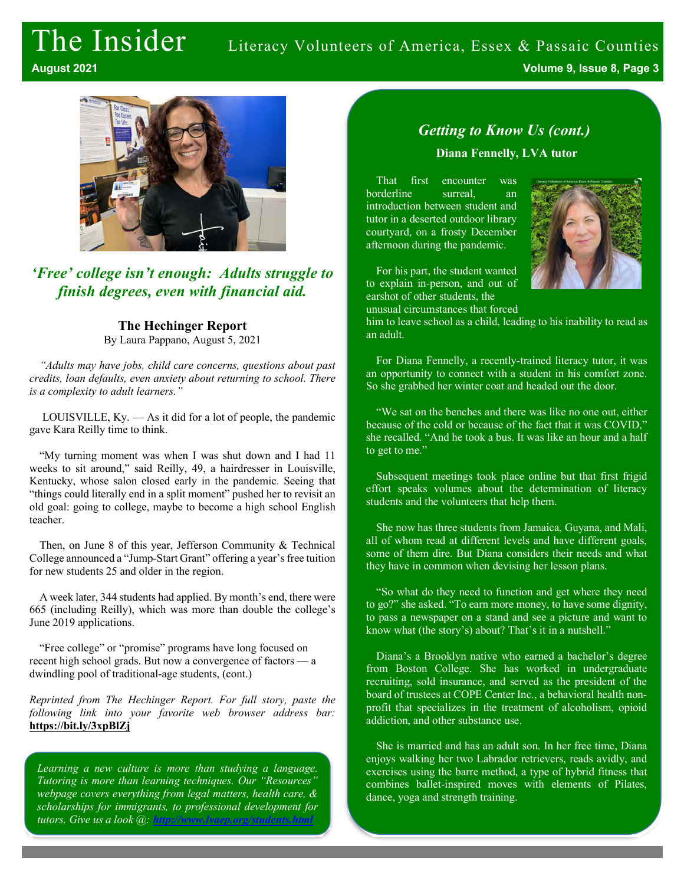# The Insider

Literacy Volunteers of America, Essex & Passaic Counties

August 2021

## *'Free' college isn't enough: Adults struggle to finish degrees, even with financial aid.*

**The Hechinger Report**

By Laura Pappano, August 5, 2021

*"Adults may have jobs, child care concerns, questions about past credits, loan defaults, even anxiety about returning to school. There is a complexity to adult learners."*

LOUISVILLE, Ky. — As it did for a lot of people, the pandemic gave Kara Reilly time to think.

"My turning moment was when I was shut down and I had 11 weeks to sit around," said Reilly, 49, a hairdresser in Louisville, Kentucky, whose salon closed early in the pandemic. Seeing that "things could literally end in a split moment" pushed her to revisit an old goal: going to college, maybe to become a high school English teacher.

Then, on June 8 of this year, Jefferson Community & Technical College announced a "Jump-Start Grant" offering a year's free tuition for new students 25 and older in the region.

A week later, 344 students had applied. By month's end, there were 665 (including Reilly), which was more than double the college's June 2019 applications.

"Free college" or "promise" programs have long focused on recent high school grads. But now a convergence of factors — a dwindling pool of traditional-age students, (cont.)

*Reprinted from The Hechinger Report. For full story, paste the following link into your favorite web browser address bar:* **https://bit.ly/3xpBlZj**

*Learning a new culture is more than studying a language. Tutoring is more than learning techniques. Our "Resources" webpage covers everything from legal matters, health care, & scholarships for immigrants, to professional development for tutors. Give us a look @: http://www.lvaep.org/students.html*

## *Getting to Know Us (cont.)*

**Diana Fennelly, LVA tutor**

That first encounter was borderline surreal, an introduction between student and tutor in a deserted outdoor library courtyard, on a frosty December afternoon during the pandemic.

For his part, the student wanted to explain in-person, and out of earshot of other students, the unusual circumstances that forced him to leave school as a child, leading to his inability to read as an adult.

For Diana Fennelly, a recently-trained literacy tutor, it was an opportunity to connect with a student in his comfort zone. So she grabbed her winter coat and headed out the door.

"We sat on the benches and there was like no one out, either because of the cold or because of the fact that it was COVID," she recalled. "And he took a bus. It was like an hour and a half to get to me."

Subsequent meetings took place online but that first frigid effort speaks volumes about the determination of literacy students and the volunteers that help them.

She now has three students from Jamaica, Guyana, and Mali, all of whom read at different levels and have different goals, some of them dire. But Diana considers their needs and what they have in common when devising her lesson plans.

"So what do they need to function and get where they need to go?" she asked. "To earn more money, to have some dignity, to pass a newspaper on a stand and see a picture and want to know what (the story's) about? That's it in a nutshell."

Diana's a Brooklyn native who earned a bachelor's degree from Boston College. She has worked in undergraduate recruiting, sold insurance, and served as the president of the board of trustees at COPE Center Inc., a behavioral health non-profit that specializes in the treatment of alcoholism, opioid addiction, and other substance use.

She is married and has an adult son. In her free time, Diana enjoys walking her two Labrador retrievers, reads avidly, and exercises using the barre method, a type of hybrid fitness that combines ballet-inspired moves with elements of Pilates, dance, yoga and strength training.